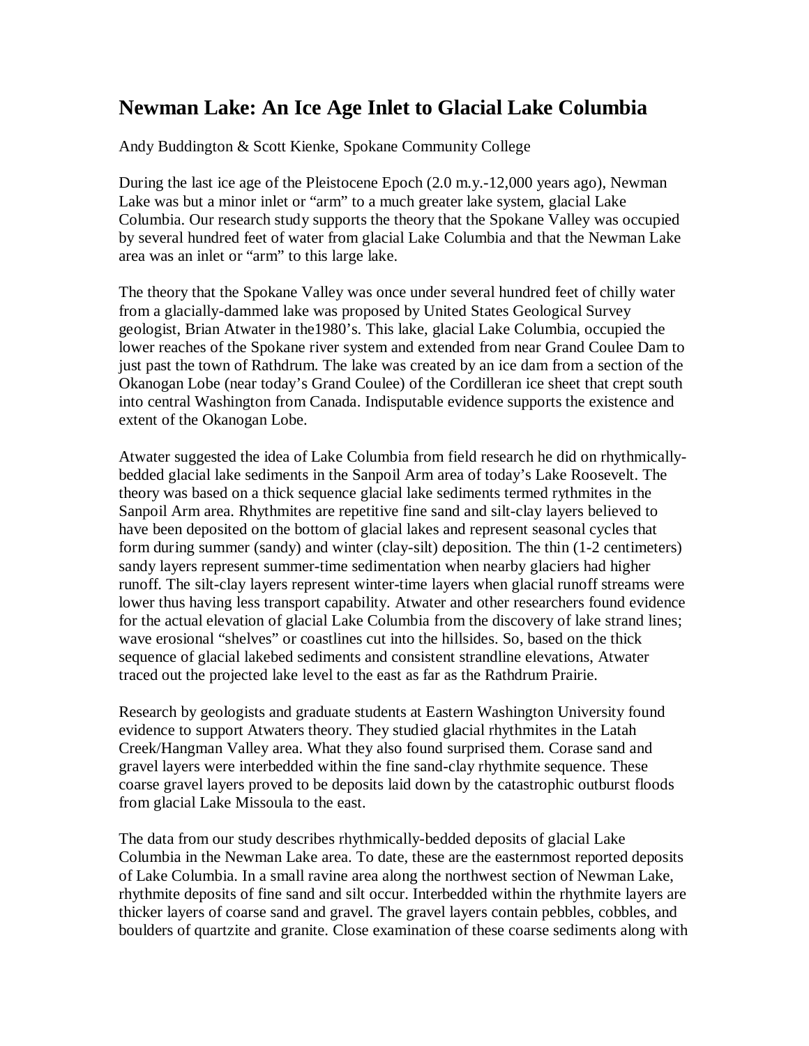# Newman Lake: An Ice Age Inlet to Glacial Lake Columbia

Andy Buddington & Scott Kienke, Spokane Community College

During the last ice age of the Pleistocene Epoch (2.0 m.y.-12,000 years ago), Newman Lake was but a minor inlet or "arm" to a much greater lake system, glacial Lake Columbia. Our research study supports the theory that the Spokane Valley was occupied by several hundred feet of water from glacial Lake Columbia and that the Newman Lake area was an inlet or "arm" to this large lake.

The theory that the Spokane Valley was once under several hundred feet of chilly water from a glacially-dammed lake was proposed by United States Geological Survey geologist, Brian Atwater in the1980's. This lake, glacial Lake Columbia, occupied the lower reaches of the Spokane river system and extended from near Grand Coulee Dam to just past the town of Rathdrum. The lake was created by an ice dam from a section of the Okanogan Lobe (near today's Grand Coulee) of the Cordilleran ice sheet that crept south into central Washington from Canada. Indisputable evidence supports the existence and extent of the Okanogan Lobe.

Atwater suggested the idea of Lake Columbia from field research he did on rhythmically-bedded glacial lake sediments in the Sanpoil Arm area of today's Lake Roosevelt. The theory was based on a thick sequence glacial lake sediments termed rythmites in the Sanpoil Arm area. Rhythmites are repetitive fine sand and silt-clay layers believed to have been deposited on the bottom of glacial lakes and represent seasonal cycles that form during summer (sandy) and winter (clay-silt) deposition. The thin (1-2 centimeters) sandy layers represent summer-time sedimentation when nearby glaciers had higher runoff. The silt-clay layers represent winter-time layers when glacial runoff streams were lower thus having less transport capability. Atwater and other researchers found evidence for the actual elevation of glacial Lake Columbia from the discovery of lake strand lines; wave erosional "shelves" or coastlines cut into the hillsides. So, based on the thick sequence of glacial lakebed sediments and consistent strandline elevations, Atwater traced out the projected lake level to the east as far as the Rathdrum Prairie.

Research by geologists and graduate students at Eastern Washington University found evidence to support Atwaters theory. They studied glacial rhythmites in the Latah Creek/Hangman Valley area. What they also found surprised them. Corase sand and gravel layers were interbedded within the fine sand-clay rhythmite sequence. These coarse gravel layers proved to be deposits laid down by the catastrophic outburst floods from glacial Lake Missoula to the east.

The data from our study describes rhythmically-bedded deposits of glacial Lake Columbia in the Newman Lake area. To date, these are the easternmost reported deposits of Lake Columbia. In a small ravine area along the northwest section of Newman Lake, rhythmite deposits of fine sand and silt occur. Interbedded within the rhythmite layers are thicker layers of coarse sand and gravel. The gravel layers contain pebbles, cobbles, and boulders of quartzite and granite. Close examination of these coarse sediments along with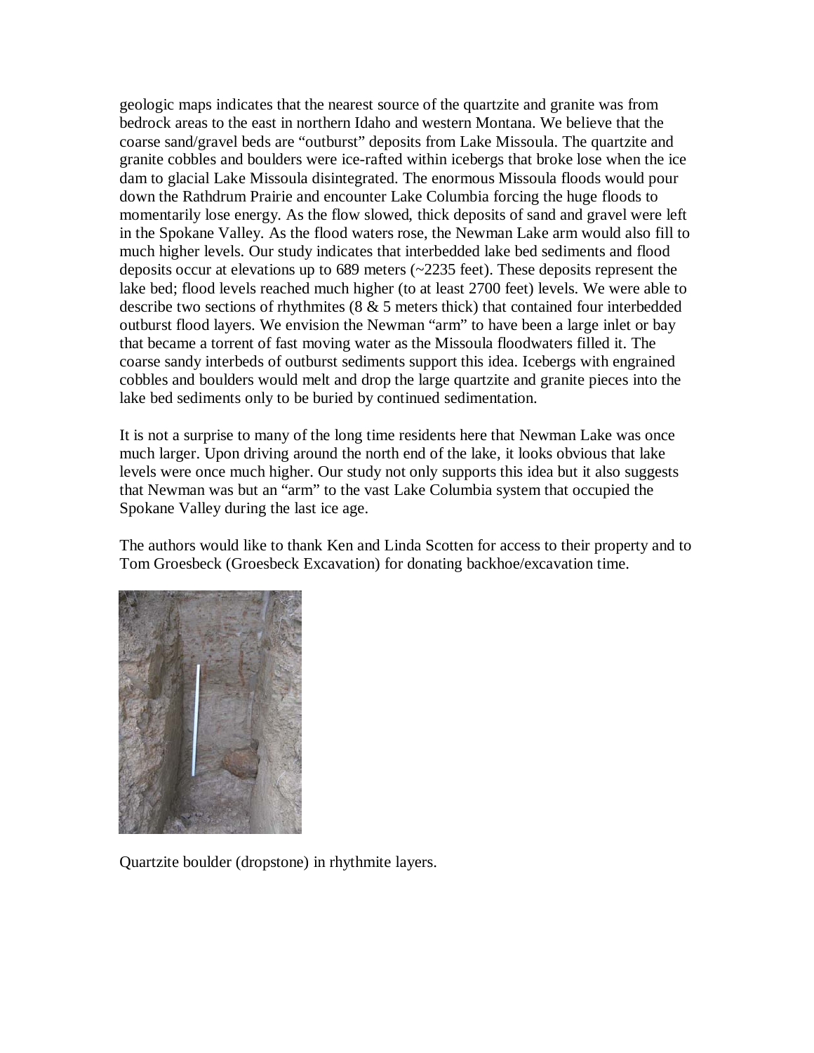geologic maps indicates that the nearest source of the quartzite and granite was from bedrock areas to the east in northern Idaho and western Montana. We believe that the coarse sand/gravel beds are “outburst” deposits from Lake Missoula. The quartzite and granite cobbles and boulders were ice-rafted within icebergs that broke lose when the ice dam to glacial Lake Missoula disintegrated. The enormous Missoula floods would pour down the Rathdrum Prairie and encounter Lake Columbia forcing the huge floods to momentarily lose energy. As the flow slowed, thick deposits of sand and gravel were left in the Spokane Valley. As the flood waters rose, the Newman Lake arm would also fill to much higher levels. Our study indicates that interbedded lake bed sediments and flood deposits occur at elevations up to 689 meters (~2235 feet). These deposits represent the lake bed; flood levels reached much higher (to at least 2700 feet) levels. We were able to describe two sections of rhythmites (8 & 5 meters thick) that contained four interbedded outburst flood layers. We envision the Newman “arm” to have been a large inlet or bay that became a torrent of fast moving water as the Missoula floodwaters filled it. The coarse sandy interbeds of outburst sediments support this idea. Icebergs with engrained cobbles and boulders would melt and drop the large quartzite and granite pieces into the lake bed sediments only to be buried by continued sedimentation.

It is not a surprise to many of the long time residents here that Newman Lake was once much larger. Upon driving around the north end of the lake, it looks obvious that lake levels were once much higher. Our study not only supports this idea but it also suggests that Newman was but an “arm” to the vast Lake Columbia system that occupied the Spokane Valley during the last ice age.

The authors would like to thank Ken and Linda Scotten for access to their property and to Tom Groesbeck (Groesbeck Excavation) for donating backhoe/excavation time.

Quartzite boulder (dropstone) in rhythmite layers.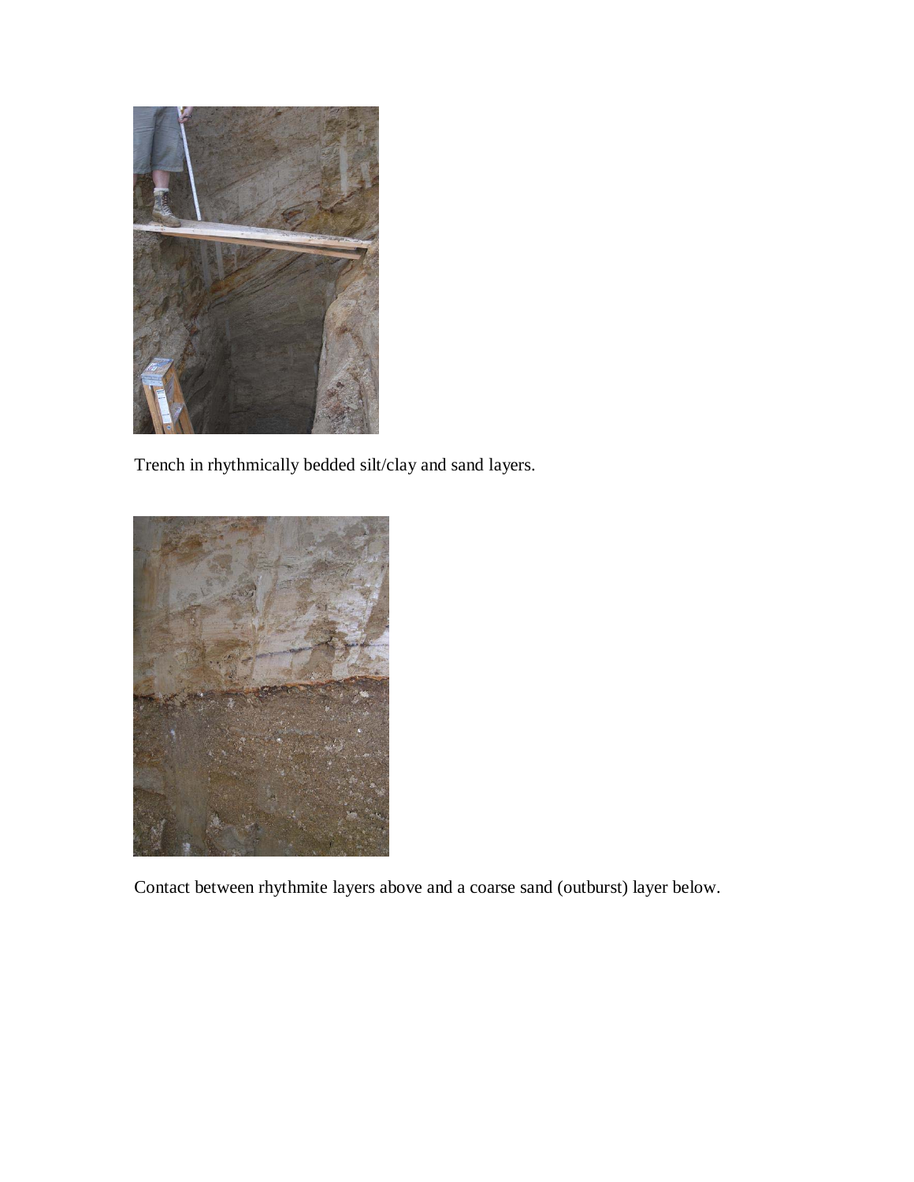Trench in rhythmically bedded silt/clay and sand layers.

Contact between rhythmite layers above and a coarse sand (outburst) layer below.